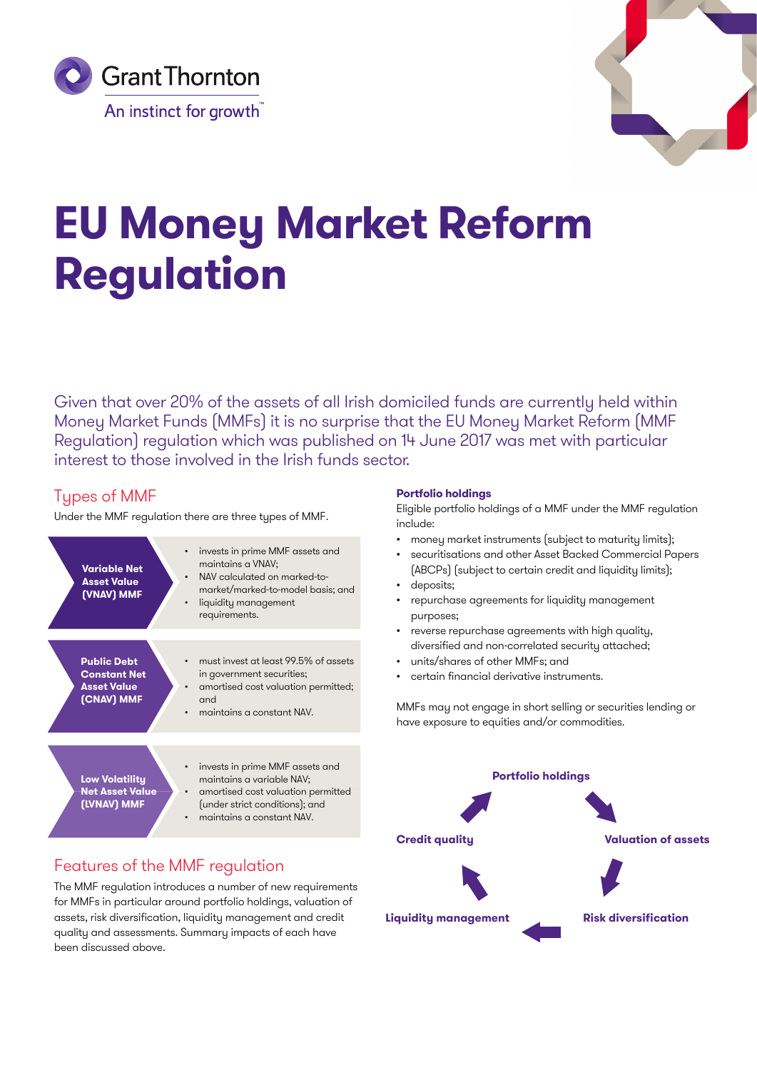# EU Money Market Reform Regulation

Given that over 20% of the assets of all Irish domiciled funds are currently held within Money Market Funds (MMFs) it is no surprise that the EU Money Market Reform (MMF Regulation) regulation which was published on 14 June 2017 was met with particular interest to those involved in the Irish funds sector.

## Types of MMF

Under the MMF regulation there are three types of MMF.

| Type | Features |
|---|---|
| **Variable Net Asset Value (VNAV) MMF** | • invests in prime MMF assets and maintains a VNAV; • NAV calculated on marked-to-market/marked-to-model basis; and • liquidity management requirements. |
| **Public Debt Constant Net Asset Value (CNAV) MMF** | • must invest at least 99.5% of assets in government securities; • amortised cost valuation permitted; and • maintains a constant NAV. |
| **Low Volatility Net Asset Value (LVNAV) MMF** | • invests in prime MMF assets and maintains a variable NAV; • amortised cost valuation permitted (under strict conditions); and • maintains a constant NAV. |

## Features of the MMF regulation

The MMF regulation introduces a number of new requirements for MMFs in particular around portfolio holdings, valuation of assets, risk diversification, liquidity management and credit quality and assessments. Summary impacts of each have been discussed above.

### Portfolio holdings

Eligible portfolio holdings of a MMF under the MMF regulation include:

- money market instruments (subject to maturity limits);
- securitisations and other Asset Backed Commercial Papers (ABCPs) (subject to certain credit and liquidity limits);
- deposits;
- repurchase agreements for liquidity management purposes;
- reverse repurchase agreements with high quality, diversified and non-correlated security attached;
- units/shares of other MMFs; and
- certain financial derivative instruments.

MMFs may not engage in short selling or securities lending or have exposure to equities and/or commodities.

Portfolio holdings → Valuation of assets → Risk diversification → Liquidity management → Credit quality → Portfolio holdings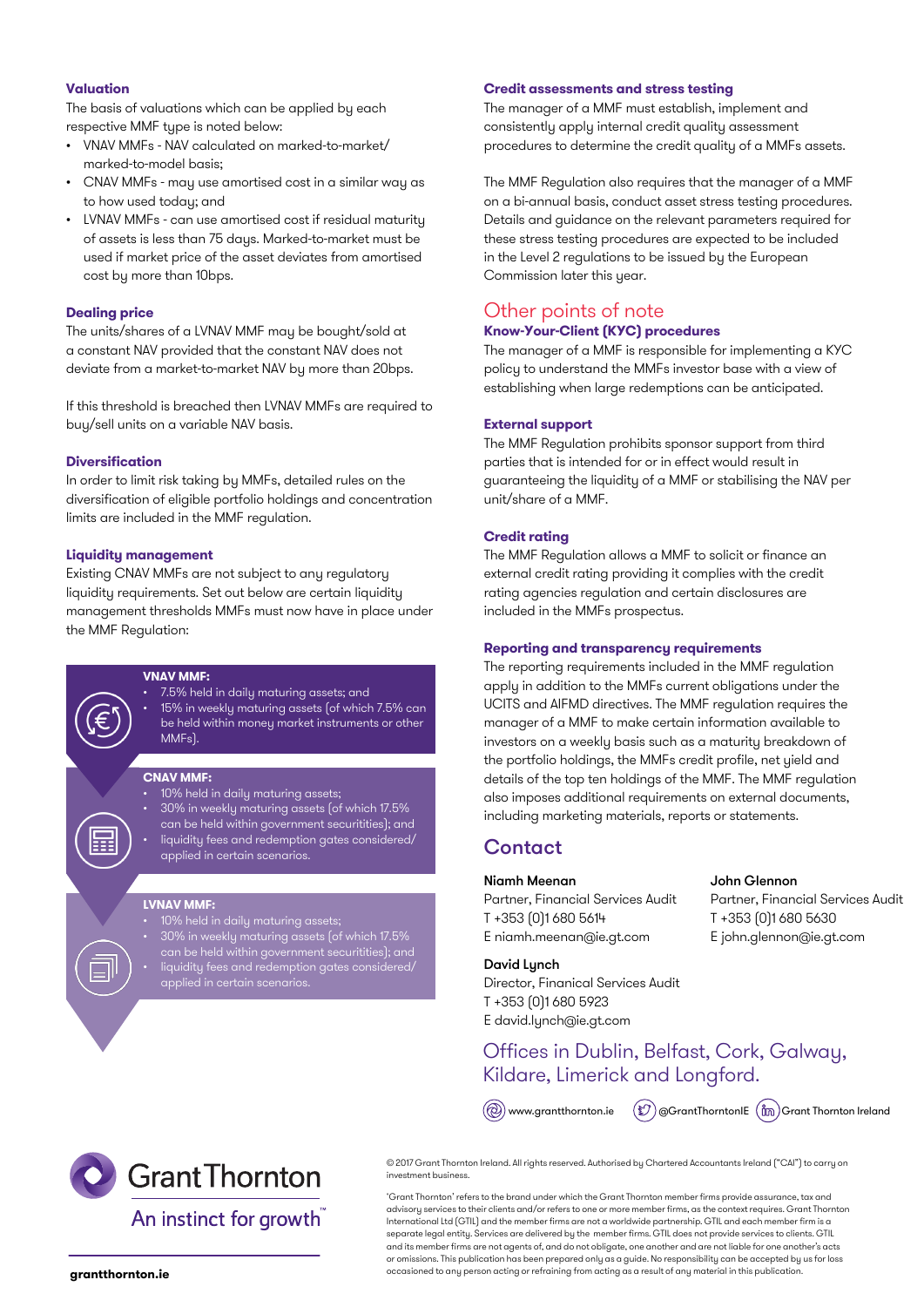### Valuation

The basis of valuations which can be applied by each respective MMF type is noted below:

- VNAV MMFs - NAV calculated on marked-to-market/ marked-to-model basis;
- CNAV MMFs - may use amortised cost in a similar way as to how used today; and
- LVNAV MMFs - can use amortised cost if residual maturity of assets is less than 75 days. Marked-to-market must be used if market price of the asset deviates from amortised cost by more than 10bps.

### Dealing price

The units/shares of a LVNAV MMF may be bought/sold at a constant NAV provided that the constant NAV does not deviate from a market-to-market NAV by more than 20bps.

If this threshold is breached then LVNAV MMFs are required to buy/sell units on a variable NAV basis.

### Diversification

In order to limit risk taking by MMFs, detailed rules on the diversification of eligible portfolio holdings and concentration limits are included in the MMF regulation.

### Liquidity management

Existing CNAV MMFs are not subject to any regulatory liquidity requirements. Set out below are certain liquidity management thresholds MMFs must now have in place under the MMF Regulation:

**VNAV MMF:**

- 7.5% held in daily maturing assets; and
- 15% in weekly maturing assets (of which 7.5% can be held within money market instruments or other MMFs).

**CNAV MMF:**

- 10% held in daily maturing assets;
- 30% in weekly maturing assets (of which 17.5% can be held within government securitities); and
- liquidity fees and redemption gates considered/ applied in certain scenarios.

**LVNAV MMF:**

- 10% held in daily maturing assets;
- 30% in weekly maturing assets (of which 17.5% can be held within government securitities); and
- liquidity fees and redemption gates considered/ applied in certain scenarios.

### Credit assessments and stress testing

The manager of a MMF must establish, implement and consistently apply internal credit quality assessment procedures to determine the credit quality of a MMFs assets.

The MMF Regulation also requires that the manager of a MMF on a bi-annual basis, conduct asset stress testing procedures. Details and guidance on the relevant parameters required for these stress testing procedures are expected to be included in the Level 2 regulations to be issued by the European Commission later this year.

## Other points of note

### Know-Your-Client (KYC) procedures

The manager of a MMF is responsible for implementing a KYC policy to understand the MMFs investor base with a view of establishing when large redemptions can be anticipated.

### External support

The MMF Regulation prohibits sponsor support from third parties that is intended for or in effect would result in guaranteeing the liquidity of a MMF or stabilising the NAV per unit/share of a MMF.

### Credit rating

The MMF Regulation allows a MMF to solicit or finance an external credit rating providing it complies with the credit rating agencies regulation and certain disclosures are included in the MMFs prospectus.

### Reporting and transparency requirements

The reporting requirements included in the MMF regulation apply in addition to the MMFs current obligations under the UCITS and AIFMD directives. The MMF regulation requires the manager of a MMF to make certain information available to investors on a weekly basis such as a maturity breakdown of the portfolio holdings, the MMFs credit profile, net yield and details of the top ten holdings of the MMF. The MMF regulation also imposes additional requirements on external documents, including marketing materials, reports or statements.

## Contact

**Niamh Meenan**
Partner, Financial Services Audit
T +353 (0)1 680 5614
E niamh.meenan@ie.gt.com

**John Glennon**
Partner, Financial Services Audit
T +353 (0)1 680 5630
E john.glennon@ie.gt.com

**David Lynch**
Director, Finanical Services Audit
T +353 (0)1 680 5923
E david.lynch@ie.gt.com

Offices in Dublin, Belfast, Cork, Galway, Kildare, Limerick and Longford.

www.grantthornton.ie @GrantThorntonIE Grant Thornton Ireland

Grant Thornton
An instinct for growth™

grantthornton.ie

© 2017 Grant Thornton Ireland. All rights reserved. Authorised by Chartered Accountants Ireland ("CAI") to carry on investment business.

'Grant Thornton' refers to the brand under which the Grant Thornton member firms provide assurance, tax and advisory services to their clients and/or refers to one or more member firms, as the context requires. Grant Thornton International Ltd (GTIL) and the member firms are not a worldwide partnership. GTIL and each member firm is a separate legal entity. Services are delivered by the member firms. GTIL does not provide services to clients. GTIL and its member firms are not agents of, and do not obligate, one another and are not liable for one another's acts or omissions. This publication has been prepared only as a guide. No responsibility can be accepted by us for loss occasioned to any person acting or refraining from acting as a result of any material in this publication.